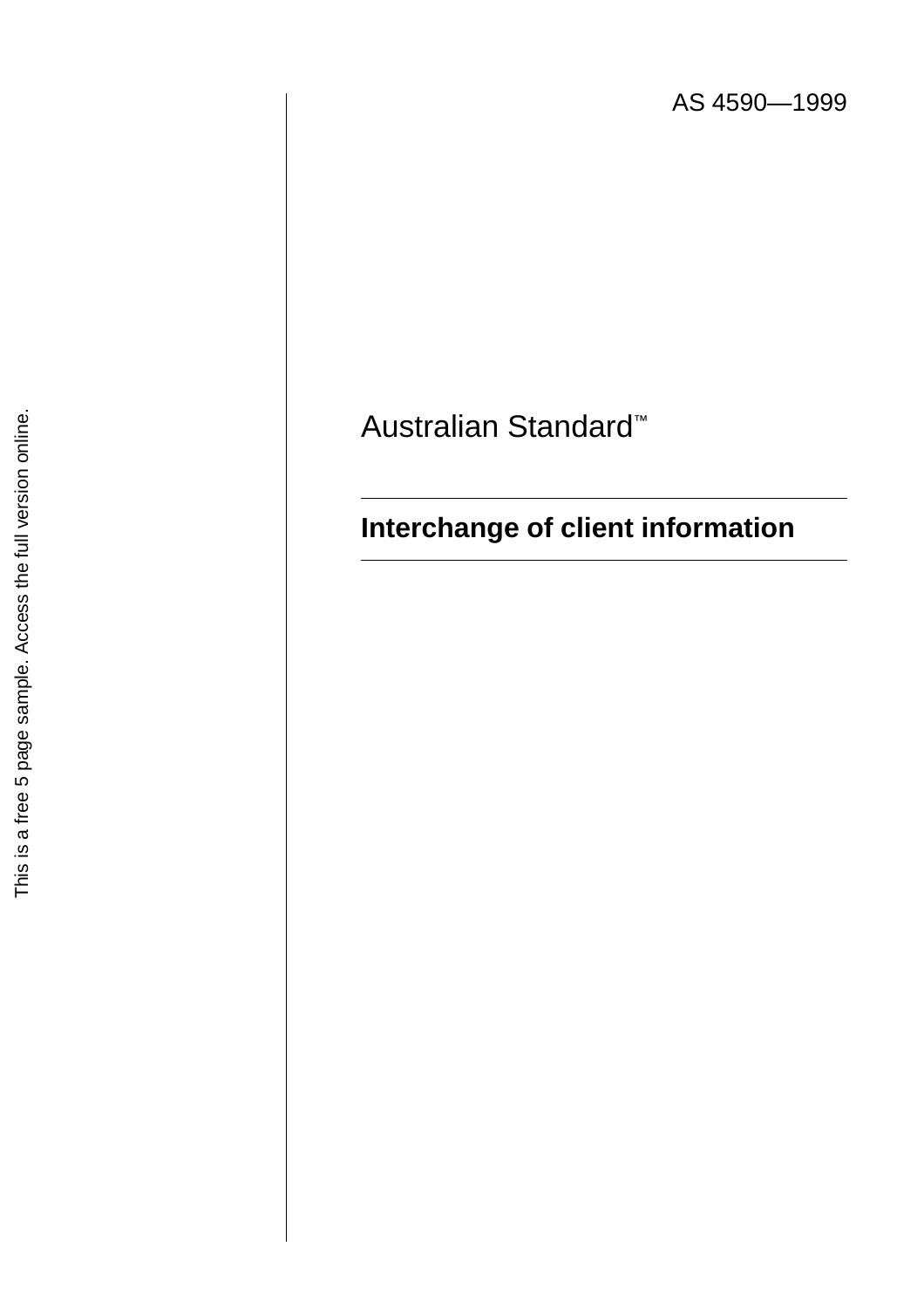AS 4590—1999

Australian Standard™

# Interchange of client information

This is a free 5 page sample. Access the full version online.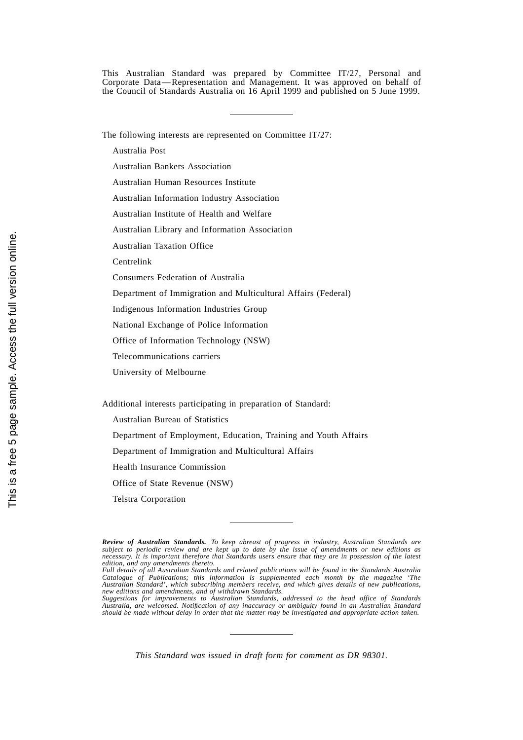This Australian Standard was prepared by Committee IT/27, Personal and Corporate Data — Representation and Management. It was approved on behalf of the Council of Standards Australia on 16 April 1999 and published on 5 June 1999.

---

The following interests are represented on Committee IT/27:

Australia Post

Australian Bankers Association

Australian Human Resources Institute

Australian Information Industry Association

Australian Institute of Health and Welfare

Australian Library and Information Association

Australian Taxation Office

Centrelink

Consumers Federation of Australia

Department of Immigration and Multicultural Affairs (Federal)

Indigenous Information Industries Group

National Exchange of Police Information

Office of Information Technology (NSW)

Telecommunications carriers

University of Melbourne

Additional interests participating in preparation of Standard:

Australian Bureau of Statistics

Department of Employment, Education, Training and Youth Affairs

Department of Immigration and Multicultural Affairs

Health Insurance Commission

Office of State Revenue (NSW)

Telstra Corporation

---

***Review of Australian Standards.*** *To keep abreast of progress in industry, Australian Standards are subject to periodic review and are kept up to date by the issue of amendments or new editions as necessary. It is important therefore that Standards users ensure that they are in possession of the latest edition, and any amendments thereto.*
*Full details of all Australian Standards and related publications will be found in the Standards Australia Catalogue of Publications; this information is supplemented each month by the magazine 'The Australian Standard', which subscribing members receive, and which gives details of new publications, new editions and amendments, and of withdrawn Standards.*
*Suggestions for improvements to Australian Standards, addressed to the head office of Standards Australia, are welcomed. Notification of any inaccuracy or ambiguity found in an Australian Standard should be made without delay in order that the matter may be investigated and appropriate action taken.*

---

*This Standard was issued in draft form for comment as DR 98301.*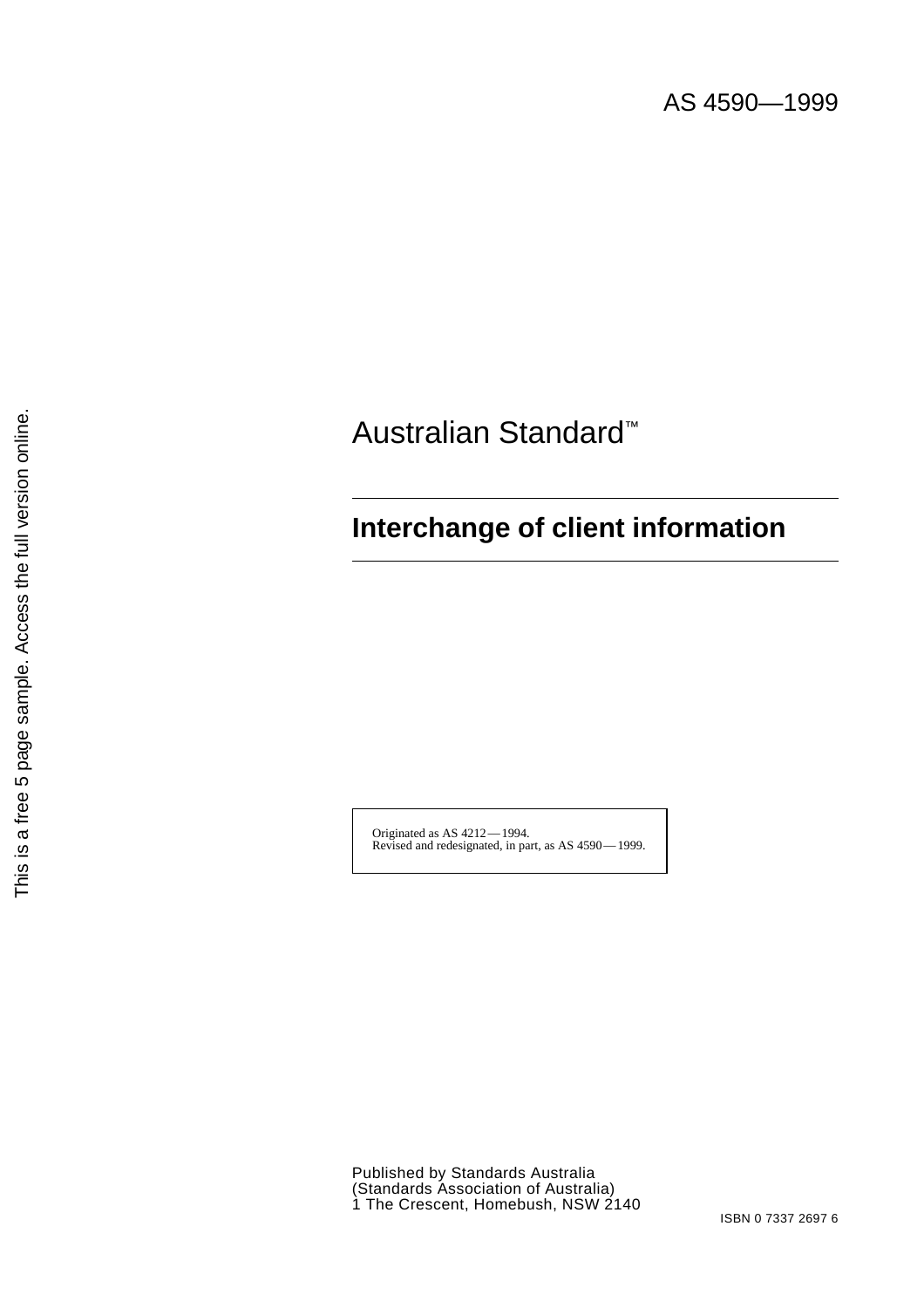AS 4590—1999

Australian Standard™

# Interchange of client information

Originated as AS 4212—1994.
Revised and redesignated, in part, as AS 4590—1999.

Published by Standards Australia
(Standards Association of Australia)
1 The Crescent, Homebush, NSW 2140

ISBN 0 7337 2697 6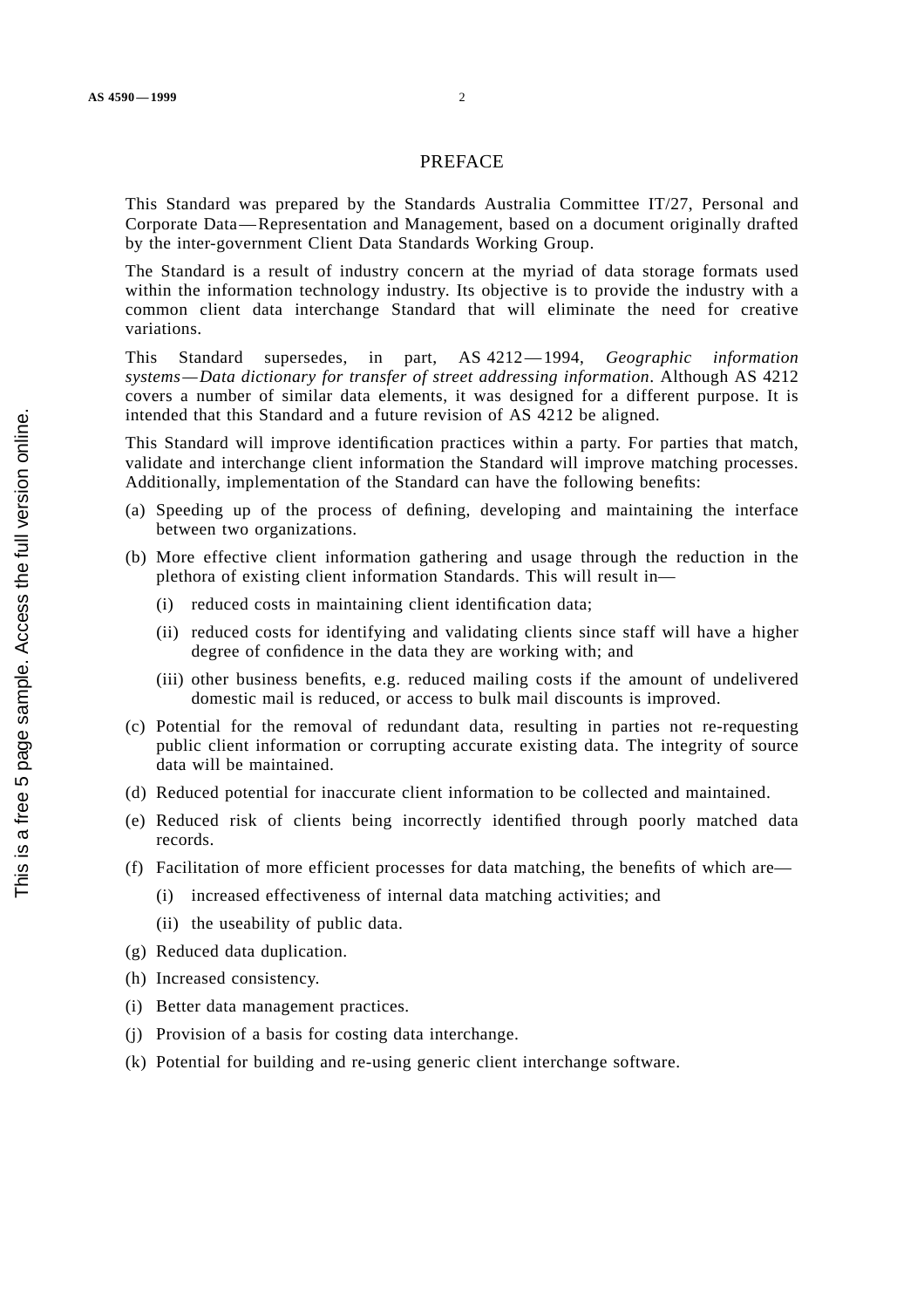# PREFACE

This Standard was prepared by the Standards Australia Committee IT/27, Personal and Corporate Data—Representation and Management, based on a document originally drafted by the inter-government Client Data Standards Working Group.

The Standard is a result of industry concern at the myriad of data storage formats used within the information technology industry. Its objective is to provide the industry with a common client data interchange Standard that will eliminate the need for creative variations.

This Standard supersedes, in part, AS 4212—1994, *Geographic information systems—Data dictionary for transfer of street addressing information*. Although AS 4212 covers a number of similar data elements, it was designed for a different purpose. It is intended that this Standard and a future revision of AS 4212 be aligned.

This Standard will improve identification practices within a party. For parties that match, validate and interchange client information the Standard will improve matching processes. Additionally, implementation of the Standard can have the following benefits:

(a) Speeding up of the process of defining, developing and maintaining the interface between two organizations.

(b) More effective client information gathering and usage through the reduction in the plethora of existing client information Standards. This will result in—

 (i) reduced costs in maintaining client identification data;

 (ii) reduced costs for identifying and validating clients since staff will have a higher degree of confidence in the data they are working with; and

 (iii) other business benefits, e.g. reduced mailing costs if the amount of undelivered domestic mail is reduced, or access to bulk mail discounts is improved.

(c) Potential for the removal of redundant data, resulting in parties not re-requesting public client information or corrupting accurate existing data. The integrity of source data will be maintained.

(d) Reduced potential for inaccurate client information to be collected and maintained.

(e) Reduced risk of clients being incorrectly identified through poorly matched data records.

(f) Facilitation of more efficient processes for data matching, the benefits of which are—

 (i) increased effectiveness of internal data matching activities; and

 (ii) the useability of public data.

(g) Reduced data duplication.

(h) Increased consistency.

(i) Better data management practices.

(j) Provision of a basis for costing data interchange.

(k) Potential for building and re-using generic client interchange software.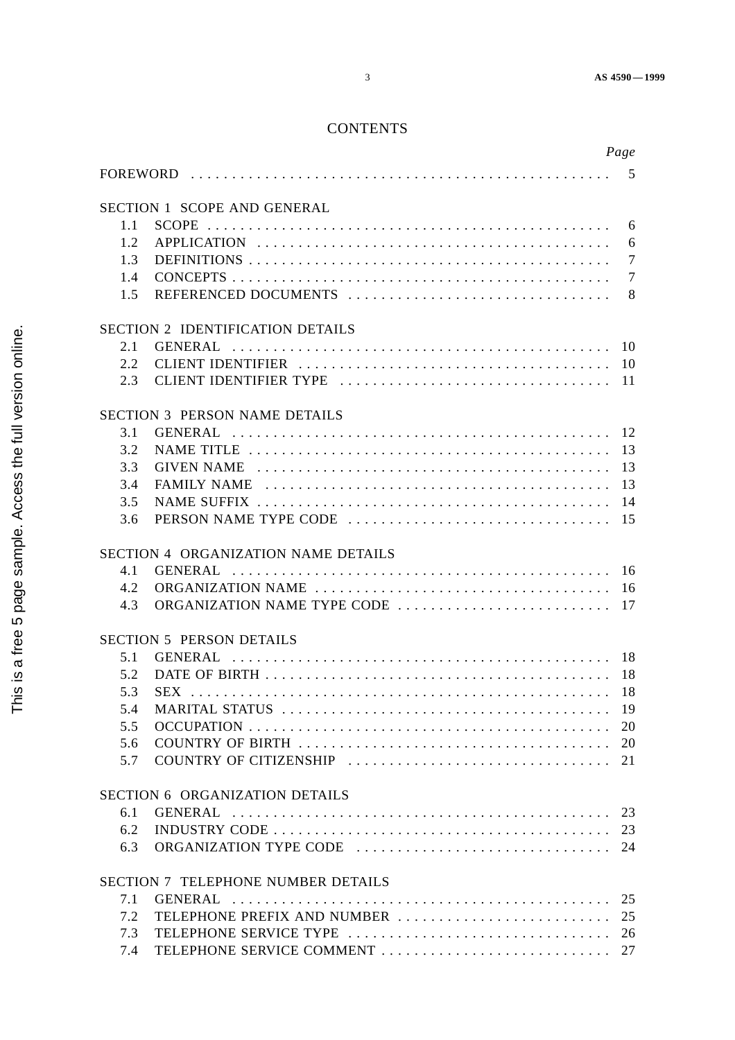# CONTENTS

| | | Page |
|---|---|---|
| FOREWORD | | 5 |
| **SECTION 1 SCOPE AND GENERAL** | | |
| 1.1 | SCOPE | 6 |
| 1.2 | APPLICATION | 6 |
| 1.3 | DEFINITIONS | 7 |
| 1.4 | CONCEPTS | 7 |
| 1.5 | REFERENCED DOCUMENTS | 8 |
| **SECTION 2 IDENTIFICATION DETAILS** | | |
| 2.1 | GENERAL | 10 |
| 2.2 | CLIENT IDENTIFIER | 10 |
| 2.3 | CLIENT IDENTIFIER TYPE | 11 |
| **SECTION 3 PERSON NAME DETAILS** | | |
| 3.1 | GENERAL | 12 |
| 3.2 | NAME TITLE | 13 |
| 3.3 | GIVEN NAME | 13 |
| 3.4 | FAMILY NAME | 13 |
| 3.5 | NAME SUFFIX | 14 |
| 3.6 | PERSON NAME TYPE CODE | 15 |
| **SECTION 4 ORGANIZATION NAME DETAILS** | | |
| 4.1 | GENERAL | 16 |
| 4.2 | ORGANIZATION NAME | 16 |
| 4.3 | ORGANIZATION NAME TYPE CODE | 17 |
| **SECTION 5 PERSON DETAILS** | | |
| 5.1 | GENERAL | 18 |
| 5.2 | DATE OF BIRTH | 18 |
| 5.3 | SEX | 18 |
| 5.4 | MARITAL STATUS | 19 |
| 5.5 | OCCUPATION | 20 |
| 5.6 | COUNTRY OF BIRTH | 20 |
| 5.7 | COUNTRY OF CITIZENSHIP | 21 |
| **SECTION 6 ORGANIZATION DETAILS** | | |
| 6.1 | GENERAL | 23 |
| 6.2 | INDUSTRY CODE | 23 |
| 6.3 | ORGANIZATION TYPE CODE | 24 |
| **SECTION 7 TELEPHONE NUMBER DETAILS** | | |
| 7.1 | GENERAL | 25 |
| 7.2 | TELEPHONE PREFIX AND NUMBER | 25 |
| 7.3 | TELEPHONE SERVICE TYPE | 26 |
| 7.4 | TELEPHONE SERVICE COMMENT | 27 |